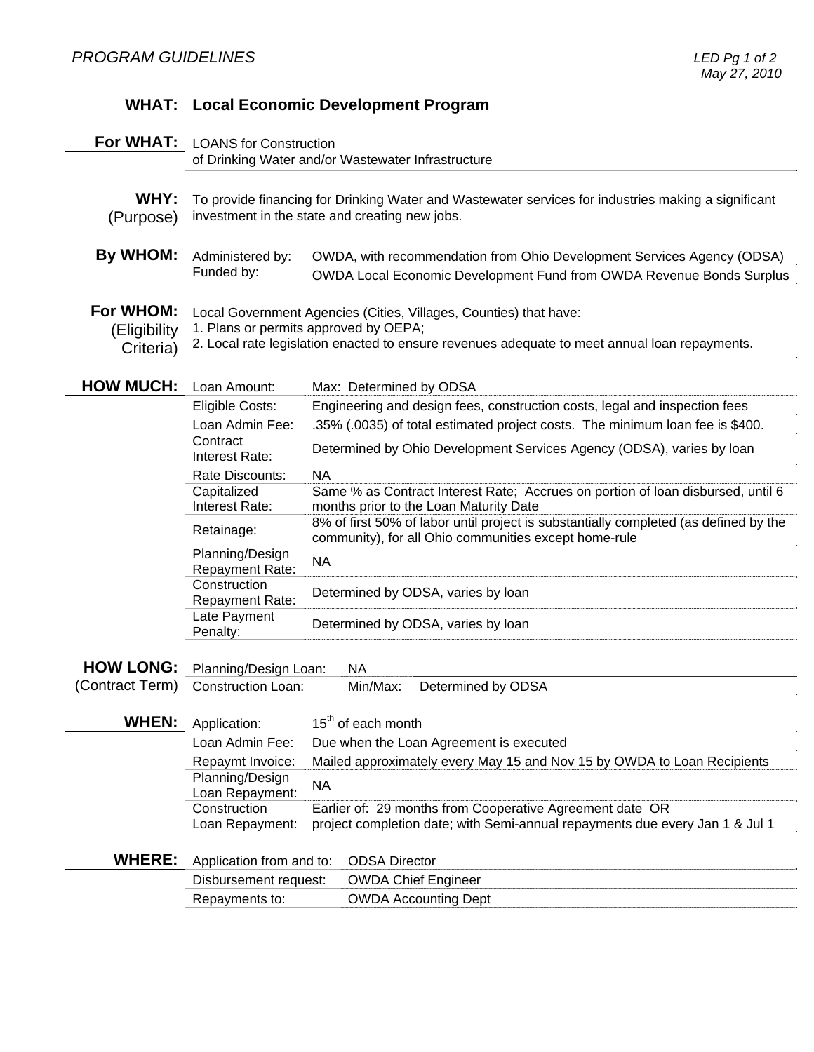PROGRAM GUIDELINES

May 27, 2010

## WHAT: Local Economic Development Program

**For WHAT:** LOANS for Construction of Drinking Water and/or Wastewater Infrastructure

**WHY: (Purpose)** To provide financing for Drinking Water and Wastewater services for industries making a significant investment in the state and creating new jobs.

**By WHOM:**

| | |
|---|---|
| Administered by: | OWDA, with recommendation from Ohio Development Services Agency (ODSA) |
| Funded by: | OWDA Local Economic Development Fund from OWDA Revenue Bonds Surplus |

**For WHOM: (Eligibility Criteria)** Local Government Agencies (Cities, Villages, Counties) that have:
1. Plans or permits approved by OEPA;
2. Local rate legislation enacted to ensure revenues adequate to meet annual loan repayments.

**HOW MUCH:**

| | |
|---|---|
| Loan Amount: | Max: Determined by ODSA |
| Eligible Costs: | Engineering and design fees, construction costs, legal and inspection fees |
| Loan Admin Fee: | .35% (.0035) of total estimated project costs. The minimum loan fee is $400. |
| Contract Interest Rate: | Determined by Ohio Development Services Agency (ODSA), varies by loan |
| Rate Discounts: | NA |
| Capitalized Interest Rate: | Same % as Contract Interest Rate; Accrues on portion of loan disbursed, until 6 months prior to the Loan Maturity Date |
| Retainage: | 8% of first 50% of labor until project is substantially completed (as defined by the community), for all Ohio communities except home-rule |
| Planning/Design Repayment Rate: | NA |
| Construction Repayment Rate: | Determined by ODSA, varies by loan |
| Late Payment Penalty: | Determined by ODSA, varies by loan |

**HOW LONG: (Contract Term)**

| | | |
|---|---|---|
| Planning/Design Loan: | NA | |
| Construction Loan: | Min/Max: | Determined by ODSA |

**WHEN:**

| | |
|---|---|
| Application: | 15th of each month |
| Loan Admin Fee: | Due when the Loan Agreement is executed |
| Repaymt Invoice: | Mailed approximately every May 15 and Nov 15 by OWDA to Loan Recipients |
| Planning/Design Loan Repayment: | NA |
| Construction Loan Repayment: | Earlier of: 29 months from Cooperative Agreement date OR project completion date; with Semi-annual repayments due every Jan 1 & Jul 1 |

**WHERE:**

| | |
|---|---|
| Application from and to: | ODSA Director |
| Disbursement request: | OWDA Chief Engineer |
| Repayments to: | OWDA Accounting Dept |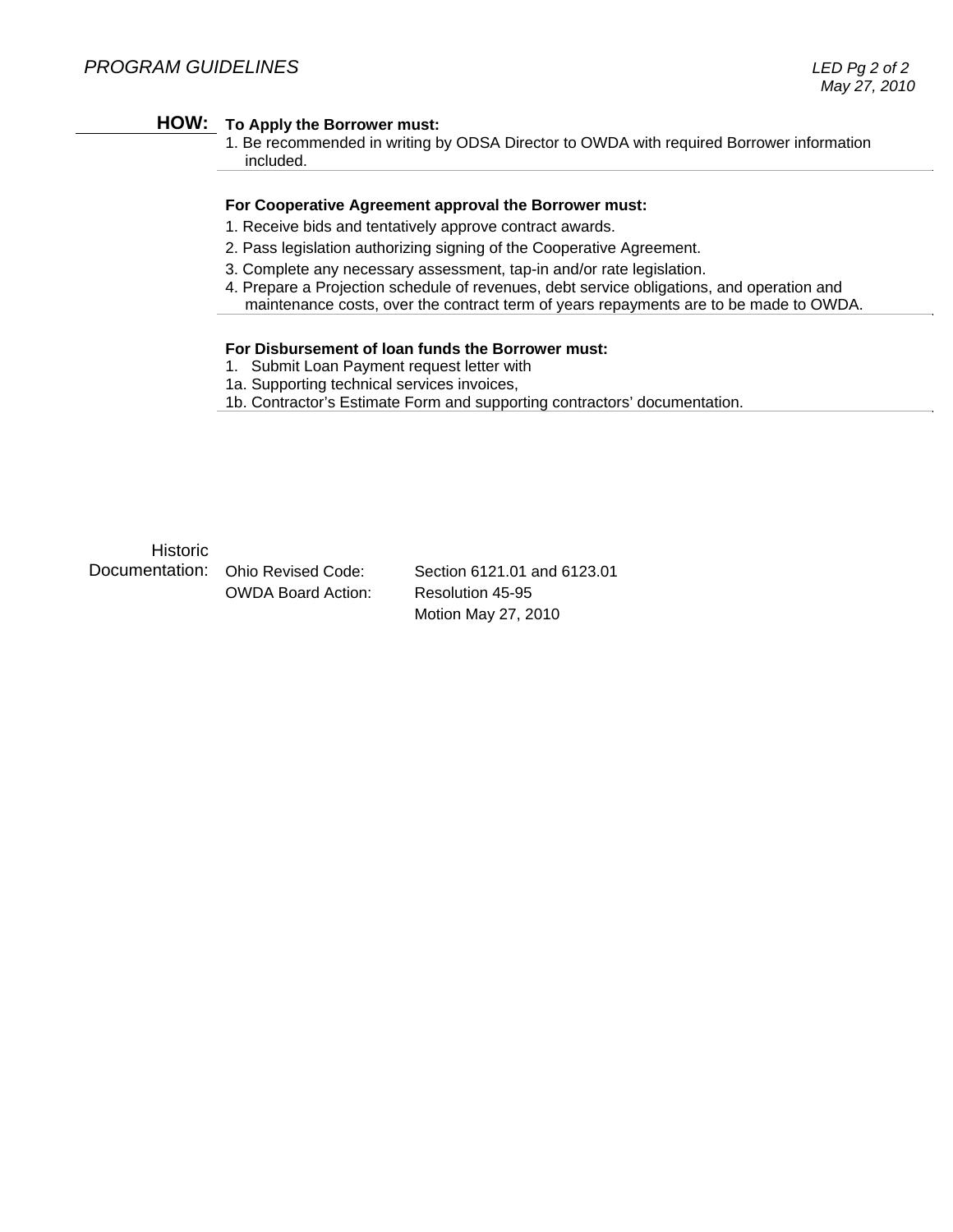**HOW:**

**To Apply the Borrower must:**

1. Be recommended in writing by ODSA Director to OWDA with required Borrower information included.

**For Cooperative Agreement approval the Borrower must:**

1. Receive bids and tentatively approve contract awards.
2. Pass legislation authorizing signing of the Cooperative Agreement.
3. Complete any necessary assessment, tap-in and/or rate legislation.
4. Prepare a Projection schedule of revenues, debt service obligations, and operation and maintenance costs, over the contract term of years repayments are to be made to OWDA.

**For Disbursement of loan funds the Borrower must:**

1. Submit Loan Payment request letter with

1a. Supporting technical services invoices,

1b. Contractor's Estimate Form and supporting contractors' documentation.

Historic Documentation:

| | |
|---|---|
| Ohio Revised Code: | Section 6121.01 and 6123.01 |
| OWDA Board Action: | Resolution 45-95 |
| | Motion May 27, 2010 |